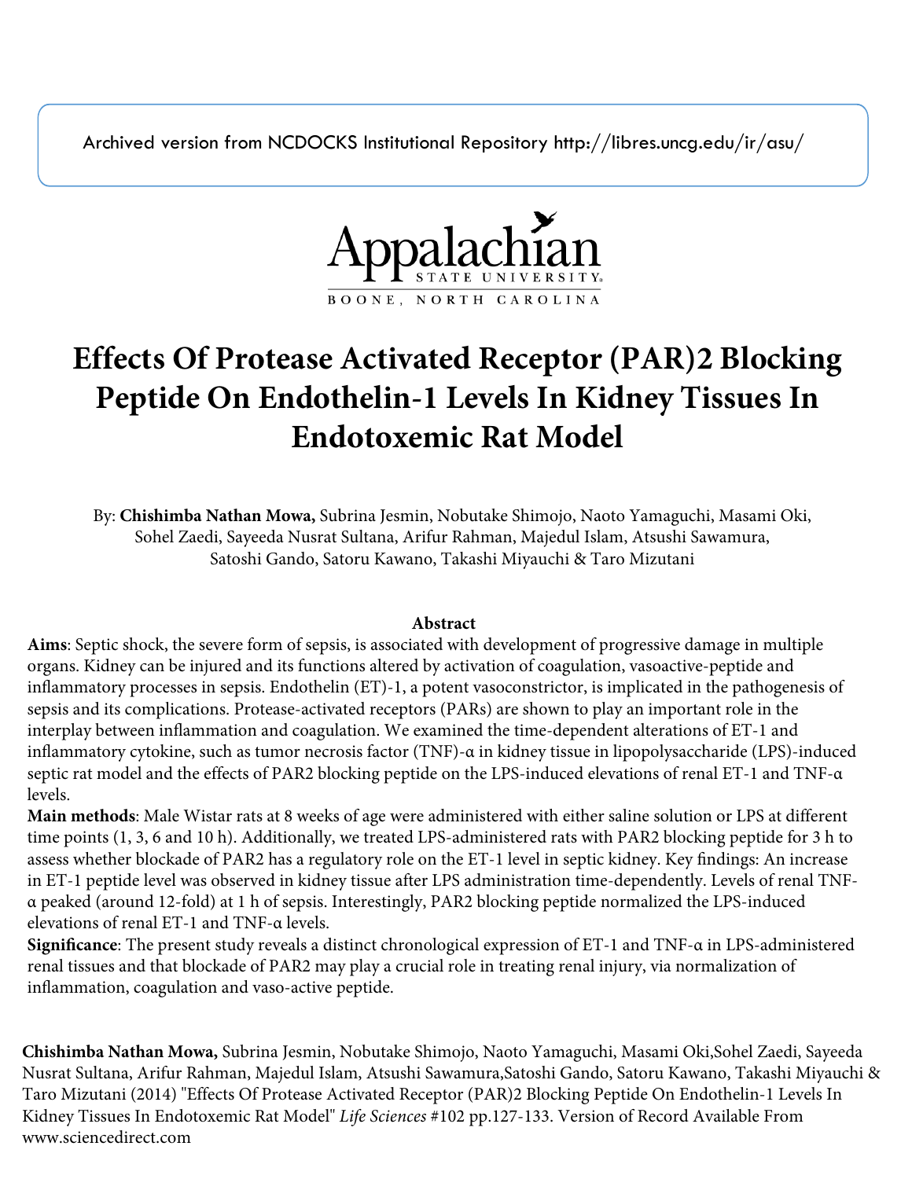Archived version from NCDOCKS Institutional Repository http://libres.uncg.edu/ir/asu/

Appalachian State University
BOONE, NORTH CAROLINA

# Effects Of Protease Activated Receptor (PAR)2 Blocking Peptide On Endothelin-1 Levels In Kidney Tissues In Endotoxemic Rat Model

By: **Chishimba Nathan Mowa,** Subrina Jesmin, Nobutake Shimojo, Naoto Yamaguchi, Masami Oki, Sohel Zaedi, Sayeeda Nusrat Sultana, Arifur Rahman, Majedul Islam, Atsushi Sawamura, Satoshi Gando, Satoru Kawano, Takashi Miyauchi & Taro Mizutani

## Abstract

**Aims**: Septic shock, the severe form of sepsis, is associated with development of progressive damage in multiple organs. Kidney can be injured and its functions altered by activation of coagulation, vasoactive-peptide and inflammatory processes in sepsis. Endothelin (ET)-1, a potent vasoconstrictor, is implicated in the pathogenesis of sepsis and its complications. Protease-activated receptors (PARs) are shown to play an important role in the interplay between inflammation and coagulation. We examined the time-dependent alterations of ET-1 and inflammatory cytokine, such as tumor necrosis factor (TNF)-α in kidney tissue in lipopolysaccharide (LPS)-induced septic rat model and the effects of PAR2 blocking peptide on the LPS-induced elevations of renal ET-1 and TNF-α levels.

**Main methods**: Male Wistar rats at 8 weeks of age were administered with either saline solution or LPS at different time points (1, 3, 6 and 10 h). Additionally, we treated LPS-administered rats with PAR2 blocking peptide for 3 h to assess whether blockade of PAR2 has a regulatory role on the ET-1 level in septic kidney. Key findings: An increase in ET-1 peptide level was observed in kidney tissue after LPS administration time-dependently. Levels of renal TNF-α peaked (around 12-fold) at 1 h of sepsis. Interestingly, PAR2 blocking peptide normalized the LPS-induced elevations of renal ET-1 and TNF-α levels.

**Significance**: The present study reveals a distinct chronological expression of ET-1 and TNF-α in LPS-administered renal tissues and that blockade of PAR2 may play a crucial role in treating renal injury, via normalization of inflammation, coagulation and vaso-active peptide.

**Chishimba Nathan Mowa,** Subrina Jesmin, Nobutake Shimojo, Naoto Yamaguchi, Masami Oki,Sohel Zaedi, Sayeeda Nusrat Sultana, Arifur Rahman, Majedul Islam, Atsushi Sawamura,Satoshi Gando, Satoru Kawano, Takashi Miyauchi & Taro Mizutani (2014) "Effects Of Protease Activated Receptor (PAR)2 Blocking Peptide On Endothelin-1 Levels In Kidney Tissues In Endotoxemic Rat Model" *Life Sciences* #102 pp.127-133. Version of Record Available From www.sciencedirect.com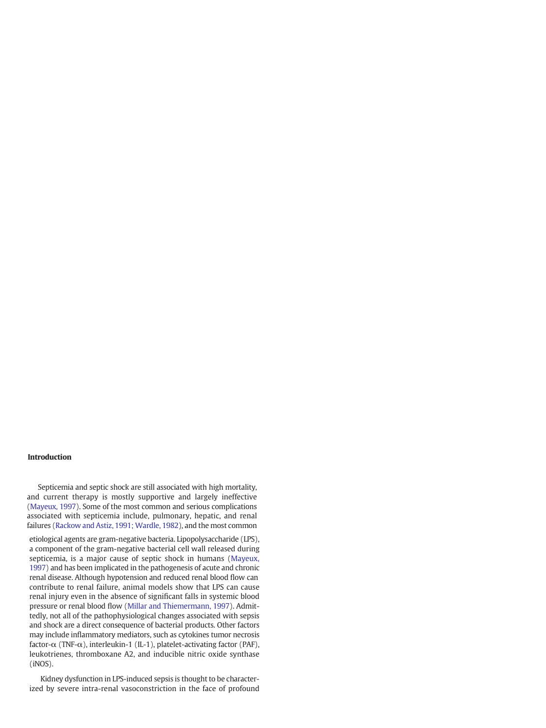## Introduction

Septicemia and septic shock are still associated with high mortality, and current therapy is mostly supportive and largely ineffective (Mayeux, 1997). Some of the most common and serious complications associated with septicemia include, pulmonary, hepatic, and renal failures (Rackow and Astiz, 1991; Wardle, 1982), and the most common etiological agents are gram-negative bacteria. Lipopolysaccharide (LPS), a component of the gram-negative bacterial cell wall released during septicemia, is a major cause of septic shock in humans (Mayeux, 1997) and has been implicated in the pathogenesis of acute and chronic renal disease. Although hypotension and reduced renal blood flow can contribute to renal failure, animal models show that LPS can cause renal injury even in the absence of significant falls in systemic blood pressure or renal blood flow (Millar and Thiemermann, 1997). Admittedly, not all of the pathophysiological changes associated with sepsis and shock are a direct consequence of bacterial products. Other factors may include inflammatory mediators, such as cytokines tumor necrosis factor-α (TNF-α), interleukin-1 (IL-1), platelet-activating factor (PAF), leukotrienes, thromboxane A2, and inducible nitric oxide synthase (iNOS).

Kidney dysfunction in LPS-induced sepsis is thought to be characterized by severe intra-renal vasoconstriction in the face of profound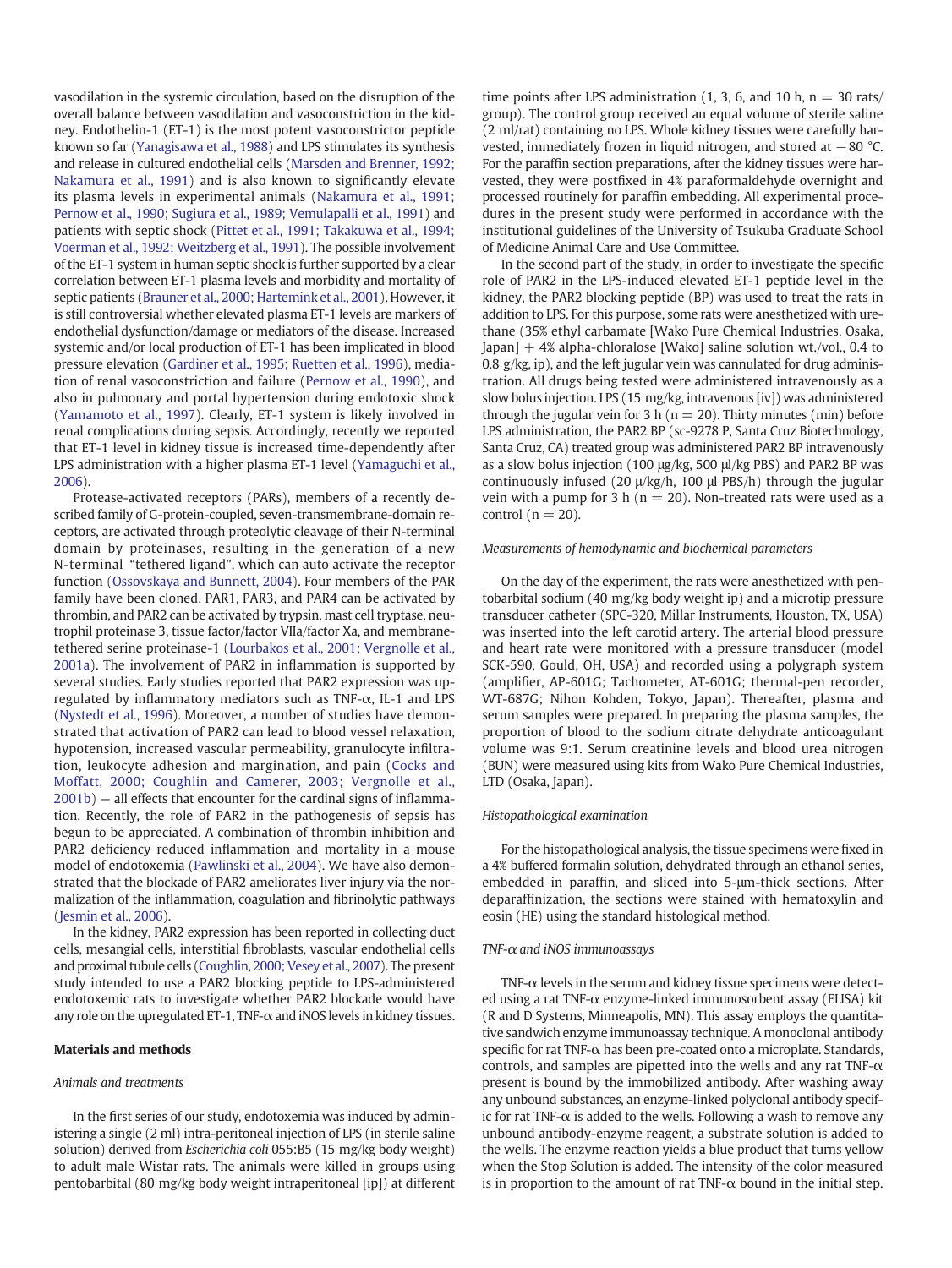vasodilation in the systemic circulation, based on the disruption of the overall balance between vasodilation and vasoconstriction in the kidney. Endothelin-1 (ET-1) is the most potent vasoconstrictor peptide known so far (Yanagisawa et al., 1988) and LPS stimulates its synthesis and release in cultured endothelial cells (Marsden and Brenner, 1992; Nakamura et al., 1991) and is also known to significantly elevate its plasma levels in experimental animals (Nakamura et al., 1991; Pernow et al., 1990; Sugiura et al., 1989; Vemulapalli et al., 1991) and patients with septic shock (Pittet et al., 1991; Takakuwa et al., 1994; Voerman et al., 1992; Weitzberg et al., 1991). The possible involvement of the ET-1 system in human septic shock is further supported by a clear correlation between ET-1 plasma levels and morbidity and mortality of septic patients (Brauner et al., 2000; Hartemink et al., 2001). However, it is still controversial whether elevated plasma ET-1 levels are markers of endothelial dysfunction/damage or mediators of the disease. Increased systemic and/or local production of ET-1 has been implicated in blood pressure elevation (Gardiner et al., 1995; Ruetten et al., 1996), mediation of renal vasoconstriction and failure (Pernow et al., 1990), and also in pulmonary and portal hypertension during endotoxic shock (Yamamoto et al., 1997). Clearly, ET-1 system is likely involved in renal complications during sepsis. Accordingly, recently we reported that ET-1 level in kidney tissue is increased time-dependently after LPS administration with a higher plasma ET-1 level (Yamaguchi et al., 2006).

Protease-activated receptors (PARs), members of a recently described family of G-protein-coupled, seven-transmembrane-domain receptors, are activated through proteolytic cleavage of their N-terminal domain by proteinases, resulting in the generation of a new N-terminal "tethered ligand", which can auto activate the receptor function (Ossovskaya and Bunnett, 2004). Four members of the PAR family have been cloned. PAR1, PAR3, and PAR4 can be activated by thrombin, and PAR2 can be activated by trypsin, mast cell tryptase, neutrophil proteinase 3, tissue factor/factor VIIa/factor Xa, and membrane-tethered serine proteinase-1 (Lourbakos et al., 2001; Vergnolle et al., 2001a). The involvement of PAR2 in inflammation is supported by several studies. Early studies reported that PAR2 expression was upregulated by inflammatory mediators such as TNF-α, IL-1 and LPS (Nystedt et al., 1996). Moreover, a number of studies have demonstrated that activation of PAR2 can lead to blood vessel relaxation, hypotension, increased vascular permeability, granulocyte infiltration, leukocyte adhesion and margination, and pain (Cocks and Moffatt, 2000; Coughlin and Camerer, 2003; Vergnolle et al., 2001b) — all effects that encounter for the cardinal signs of inflammation. Recently, the role of PAR2 in the pathogenesis of sepsis has begun to be appreciated. A combination of thrombin inhibition and PAR2 deficiency reduced inflammation and mortality in a mouse model of endotoxemia (Pawlinski et al., 2004). We have also demonstrated that the blockade of PAR2 ameliorates liver injury via the normalization of the inflammation, coagulation and fibrinolytic pathways (Jesmin et al., 2006).

In the kidney, PAR2 expression has been reported in collecting duct cells, mesangial cells, interstitial fibroblasts, vascular endothelial cells and proximal tubule cells (Coughlin, 2000; Vesey et al., 2007). The present study intended to use a PAR2 blocking peptide to LPS-administered endotoxemic rats to investigate whether PAR2 blockade would have any role on the upregulated ET-1, TNF-α and iNOS levels in kidney tissues.

## Materials and methods

### *Animals and treatments*

In the first series of our study, endotoxemia was induced by administering a single (2 ml) intra-peritoneal injection of LPS (in sterile saline solution) derived from *Escherichia coli* 055:B5 (15 mg/kg body weight) to adult male Wistar rats. The animals were killed in groups using pentobarbital (80 mg/kg body weight intraperitoneal [ip]) at different time points after LPS administration (1, 3, 6, and 10 h, $n = 30$ rats/group). The control group received an equal volume of sterile saline (2 ml/rat) containing no LPS. Whole kidney tissues were carefully harvested, immediately frozen in liquid nitrogen, and stored at −80 °C. For the paraffin section preparations, after the kidney tissues were harvested, they were postfixed in 4% paraformaldehyde overnight and processed routinely for paraffin embedding. All experimental procedures in the present study were performed in accordance with the institutional guidelines of the University of Tsukuba Graduate School of Medicine Animal Care and Use Committee.

In the second part of the study, in order to investigate the specific role of PAR2 in the LPS-induced elevated ET-1 peptide level in the kidney, the PAR2 blocking peptide (BP) was used to treat the rats in addition to LPS. For this purpose, some rats were anesthetized with urethane (35% ethyl carbamate [Wako Pure Chemical Industries, Osaka, Japan] + 4% alpha-chloralose [Wako] saline solution wt./vol., 0.4 to 0.8 g/kg, ip), and the left jugular vein was cannulated for drug administration. All drugs being tested were administered intravenously as a slow bolus injection. LPS (15 mg/kg, intravenous [iv]) was administered through the jugular vein for 3 h ($n = 20$). Thirty minutes (min) before LPS administration, the PAR2 BP (sc-9278 P, Santa Cruz Biotechnology, Santa Cruz, CA) treated group was administered PAR2 BP intravenously as a slow bolus injection (100 μg/kg, 500 μl/kg PBS) and PAR2 BP was continuously infused (20 μ/kg/h, 100 μl PBS/h) through the jugular vein with a pump for 3 h ($n = 20$). Non-treated rats were used as a control ($n = 20$).

### *Measurements of hemodynamic and biochemical parameters*

On the day of the experiment, the rats were anesthetized with pentobarbital sodium (40 mg/kg body weight ip) and a microtip pressure transducer catheter (SPC-320, Millar Instruments, Houston, TX, USA) was inserted into the left carotid artery. The arterial blood pressure and heart rate were monitored with a pressure transducer (model SCK-590, Gould, OH, USA) and recorded using a polygraph system (amplifier, AP-601G; Tachometer, AT-601G; thermal-pen recorder, WT-687G; Nihon Kohden, Tokyo, Japan). Thereafter, plasma and serum samples were prepared. In preparing the plasma samples, the proportion of blood to the sodium citrate dehydrate anticoagulant volume was 9:1. Serum creatinine levels and blood urea nitrogen (BUN) were measured using kits from Wako Pure Chemical Industries, LTD (Osaka, Japan).

### *Histopathological examination*

For the histopathological analysis, the tissue specimens were fixed in a 4% buffered formalin solution, dehydrated through an ethanol series, embedded in paraffin, and sliced into 5-μm-thick sections. After deparaffinization, the sections were stained with hematoxylin and eosin (HE) using the standard histological method.

### *TNF-α and iNOS immunoassays*

TNF-α levels in the serum and kidney tissue specimens were detected using a rat TNF-α enzyme-linked immunosorbent assay (ELISA) kit (R and D Systems, Minneapolis, MN). This assay employs the quantitative sandwich enzyme immunoassay technique. A monoclonal antibody specific for rat TNF-α has been pre-coated onto a microplate. Standards, controls, and samples are pipetted into the wells and any rat TNF-α present is bound by the immobilized antibody. After washing away any unbound substances, an enzyme-linked polyclonal antibody specific for rat TNF-α is added to the wells. Following a wash to remove any unbound antibody-enzyme reagent, a substrate solution is added to the wells. The enzyme reaction yields a blue product that turns yellow when the Stop Solution is added. The intensity of the color measured is in proportion to the amount of rat TNF-α bound in the initial step.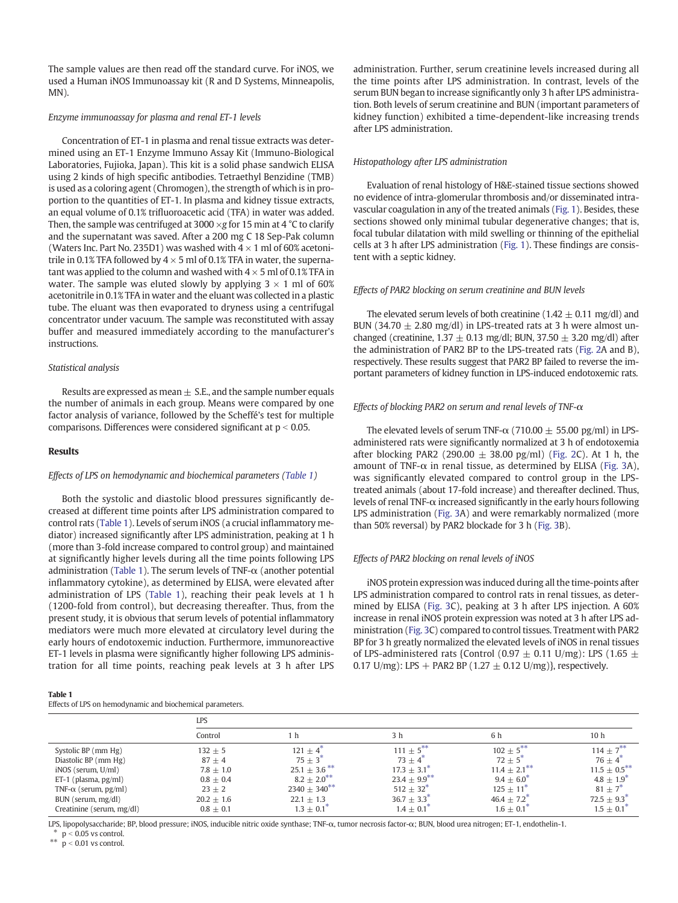The sample values are then read off the standard curve. For iNOS, we used a Human iNOS Immunoassay kit (R and D Systems, Minneapolis, MN).

*Enzyme immunoassay for plasma and renal ET-1 levels*

Concentration of ET-1 in plasma and renal tissue extracts was determined using an ET-1 Enzyme Immuno Assay Kit (Immuno-Biological Laboratories, Fujioka, Japan). This kit is a solid phase sandwich ELISA using 2 kinds of high specific antibodies. Tetraethyl Benzidine (TMB) is used as a coloring agent (Chromogen), the strength of which is in proportion to the quantities of ET-1. In plasma and kidney tissue extracts, an equal volume of 0.1% trifluoroacetic acid (TFA) in water was added. Then, the sample was centrifuged at 3000 $\times g$ for 15 min at 4 °C to clarify and the supernatant was saved. After a 200 mg C 18 Sep-Pak column (Waters Inc. Part No. 235D1) was washed with $4 \times 1$ ml of 60% acetonitrile in 0.1% TFA followed by $4 \times 5$ ml of 0.1% TFA in water, the supernatant was applied to the column and washed with $4 \times 5$ ml of 0.1% TFA in water. The sample was eluted slowly by applying $3 \times 1$ ml of 60% acetonitrile in 0.1% TFA in water and the eluant was collected in a plastic tube. The eluant was then evaporated to dryness using a centrifugal concentrator under vacuum. The sample was reconstituted with assay buffer and measured immediately according to the manufacturer's instructions.

*Statistical analysis*

Results are expressed as mean ± S.E., and the sample number equals the number of animals in each group. Means were compared by one factor analysis of variance, followed by the Scheffé's test for multiple comparisons. Differences were considered significant at $p < 0.05$.

## Results

*Effects of LPS on hemodynamic and biochemical parameters (Table 1)*

Both the systolic and diastolic blood pressures significantly decreased at different time points after LPS administration compared to control rats (Table 1). Levels of serum iNOS (a crucial inflammatory mediator) increased significantly after LPS administration, peaking at 1 h (more than 3-fold increase compared to control group) and maintained at significantly higher levels during all the time points following LPS administration (Table 1). The serum levels of TNF-α (another potential inflammatory cytokine), as determined by ELISA, were elevated after administration of LPS (Table 1), reaching their peak levels at 1 h (1200-fold from control), but decreasing thereafter. Thus, from the present study, it is obvious that serum levels of potential inflammatory mediators were much more elevated at circulatory level during the early hours of endotoxemic induction. Furthermore, immunoreactive ET-1 levels in plasma were significantly higher following LPS administration for all time points, reaching peak levels at 3 h after LPS administration. Further, serum creatinine levels increased during all the time points after LPS administration. In contrast, levels of the serum BUN began to increase significantly only 3 h after LPS administration. Both levels of serum creatinine and BUN (important parameters of kidney function) exhibited a time-dependent-like increasing trends after LPS administration.

*Histopathology after LPS administration*

Evaluation of renal histology of H&E-stained tissue sections showed no evidence of intra-glomerular thrombosis and/or disseminated intravascular coagulation in any of the treated animals (Fig. 1). Besides, these sections showed only minimal tubular degenerative changes; that is, focal tubular dilatation with mild swelling or thinning of the epithelial cells at 3 h after LPS administration (Fig. 1). These findings are consistent with a septic kidney.

*Effects of PAR2 blocking on serum creatinine and BUN levels*

The elevated serum levels of both creatinine (1.42 ± 0.11 mg/dl) and BUN (34.70 ± 2.80 mg/dl) in LPS-treated rats at 3 h were almost unchanged (creatinine, 1.37 ± 0.13 mg/dl; BUN, 37.50 ± 3.20 mg/dl) after the administration of PAR2 BP to the LPS-treated rats (Fig. 2A and B), respectively. These results suggest that PAR2 BP failed to reverse the important parameters of kidney function in LPS-induced endotoxemic rats.

*Effects of blocking PAR2 on serum and renal levels of TNF-α*

The elevated levels of serum TNF-α (710.00 ± 55.00 pg/ml) in LPS-administered rats were significantly normalized at 3 h of endotoxemia after blocking PAR2 (290.00 ± 38.00 pg/ml) (Fig. 2C). At 1 h, the amount of TNF-α in renal tissue, as determined by ELISA (Fig. 3A), was significantly elevated compared to control group in the LPS-treated animals (about 17-fold increase) and thereafter declined. Thus, levels of renal TNF-α increased significantly in the early hours following LPS administration (Fig. 3A) and were remarkably normalized (more than 50% reversal) by PAR2 blockade for 3 h (Fig. 3B).

*Effects of PAR2 blocking on renal levels of iNOS*

iNOS protein expression was induced during all the time-points after LPS administration compared to control rats in renal tissues, as determined by ELISA (Fig. 3C), peaking at 3 h after LPS injection. A 60% increase in renal iNOS protein expression was noted at 3 h after LPS administration (Fig. 3C) compared to control tissues. Treatment with PAR2 BP for 3 h greatly normalized the elevated levels of iNOS in renal tissues of LPS-administered rats {Control (0.97 ± 0.11 U/mg): LPS (1.65 ± 0.17 U/mg): LPS + PAR2 BP (1.27 ± 0.12 U/mg)}, respectively.

**Table 1**
Effects of LPS on hemodynamic and biochemical parameters.

| | LPS | | | | |
|---|---|---|---|---|---|
| | Control | 1 h | 3 h | 6 h | 10 h |
| Systolic BP (mm Hg) | 132 ± 5 | 121 ± 4* | 111 ± 5** | 102 ± 5** | 114 ± 7** |
| Diastolic BP (mm Hg) | 87 ± 4 | 75 ± 3* | 73 ± 4* | 72 ± 5* | 76 ± 4* |
| iNOS (serum, U/ml) | 7.8 ± 1.0 | 25.1 ± 3.6** | 17.3 ± 3.1* | 11.4 ± 2.1** | 11.5 ± 0.5** |
| ET-1 (plasma, pg/ml) | 0.8 ± 0.4 | 8.2 ± 2.0** | 23.4 ± 9.9** | 9.4 ± 6.0* | 4.8 ± 1.9* |
| TNF-α (serum, pg/ml) | 23 ± 2 | 2340 ± 340** | 512 ± 32* | 125 ± 11* | 81 ± 7* |
| BUN (serum, mg/dl) | 20.2 ± 1.6 | 22.1 ± 1.3 | 36.7 ± 3.3* | 46.4 ± 7.2* | 72.5 ± 9.3* |
| Creatinine (serum, mg/dl) | 0.8 ± 0.1 | 1.3 ± 0.1* | 1.4 ± 0.1* | 1.6 ± 0.1* | 1.5 ± 0.1* |

LPS, lipopolysaccharide; BP, blood pressure; iNOS, inducible nitric oxide synthase; TNF-α, tumor necrosis factor-α; BUN, blood urea nitrogen; ET-1, endothelin-1.
\* $p < 0.05$ vs control.
\*\* $p < 0.01$ vs control.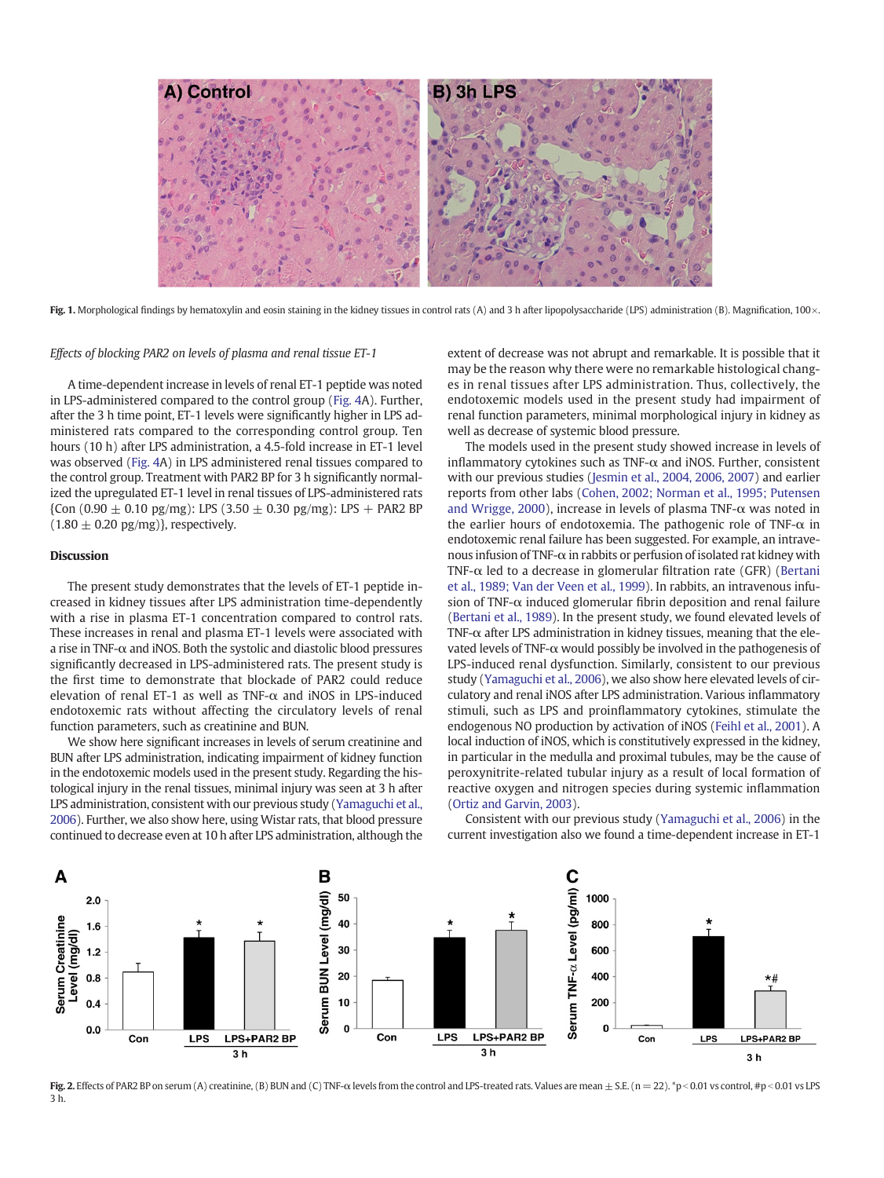Fig. 1. Morphological findings by hematoxylin and eosin staining in the kidney tissues in control rats (A) and 3 h after lipopolysaccharide (LPS) administration (B). Magnification, 100×.

*Effects of blocking PAR2 on levels of plasma and renal tissue ET-1*

A time-dependent increase in levels of renal ET-1 peptide was noted in LPS-administered compared to the control group (Fig. 4A). Further, after the 3 h time point, ET-1 levels were significantly higher in LPS administered rats compared to the corresponding control group. Ten hours (10 h) after LPS administration, a 4.5-fold increase in ET-1 level was observed (Fig. 4A) in LPS administered renal tissues compared to the control group. Treatment with PAR2 BP for 3 h significantly normalized the upregulated ET-1 level in renal tissues of LPS-administered rats {Con ($0.90 \pm 0.10$ pg/mg): LPS ($3.50 \pm 0.30$ pg/mg): LPS + PAR2 BP ($1.80 \pm 0.20$ pg/mg)}, respectively.

## Discussion

The present study demonstrates that the levels of ET-1 peptide increased in kidney tissues after LPS administration time-dependently with a rise in plasma ET-1 concentration compared to control rats. These increases in renal and plasma ET-1 levels were associated with a rise in TNF-α and iNOS. Both the systolic and diastolic blood pressures significantly decreased in LPS-administered rats. The present study is the first time to demonstrate that blockade of PAR2 could reduce elevation of renal ET-1 as well as TNF-α and iNOS in LPS-induced endotoxemic rats without affecting the circulatory levels of renal function parameters, such as creatinine and BUN.

We show here significant increases in levels of serum creatinine and BUN after LPS administration, indicating impairment of kidney function in the endotoxemic models used in the present study. Regarding the histological injury in the renal tissues, minimal injury was seen at 3 h after LPS administration, consistent with our previous study (Yamaguchi et al., 2006). Further, we also show here, using Wistar rats, that blood pressure continued to decrease even at 10 h after LPS administration, although the extent of decrease was not abrupt and remarkable. It is possible that it may be the reason why there were no remarkable histological changes in renal tissues after LPS administration. Thus, collectively, the endotoxemic models used in the present study had impairment of renal function parameters, minimal morphological injury in kidney as well as decrease of systemic blood pressure.

The models used in the present study showed increase in levels of inflammatory cytokines such as TNF-α and iNOS. Further, consistent with our previous studies (Jesmin et al., 2004, 2006, 2007) and earlier reports from other labs (Cohen, 2002; Norman et al., 1995; Putensen and Wrigge, 2000), increase in levels of plasma TNF-α was noted in the earlier hours of endotoxemia. The pathogenic role of TNF-α in endotoxemic renal failure has been suggested. For example, an intravenous infusion of TNF-α in rabbits or perfusion of isolated rat kidney with TNF-α led to a decrease in glomerular filtration rate (GFR) (Bertani et al., 1989; Van der Veen et al., 1999). In rabbits, an intravenous infusion of TNF-α induced glomerular fibrin deposition and renal failure (Bertani et al., 1989). In the present study, we found elevated levels of TNF-α after LPS administration in kidney tissues, meaning that the elevated levels of TNF-α would possibly be involved in the pathogenesis of LPS-induced renal dysfunction. Similarly, consistent to our previous study (Yamaguchi et al., 2006), we also show here elevated levels of circulatory and renal iNOS after LPS administration. Various inflammatory stimuli, such as LPS and proinflammatory cytokines, stimulate the endogenous NO production by activation of iNOS (Feihl et al., 2001). A local induction of iNOS, which is constitutively expressed in the kidney, in particular in the medulla and proximal tubules, may be the cause of peroxynitrite-related tubular injury as a result of local formation of reactive oxygen and nitrogen species during systemic inflammation (Ortiz and Garvin, 2003).

Consistent with our previous study (Yamaguchi et al., 2006) in the current investigation also we found a time-dependent increase in ET-1

Fig. 2. Effects of PAR2 BP on serum (A) creatinine, (B) BUN and (C) TNF-α levels from the control and LPS-treated rats. Values are mean ± S.E. (n = 22). *p < 0.01 vs control, #p < 0.01 vs LPS 3 h.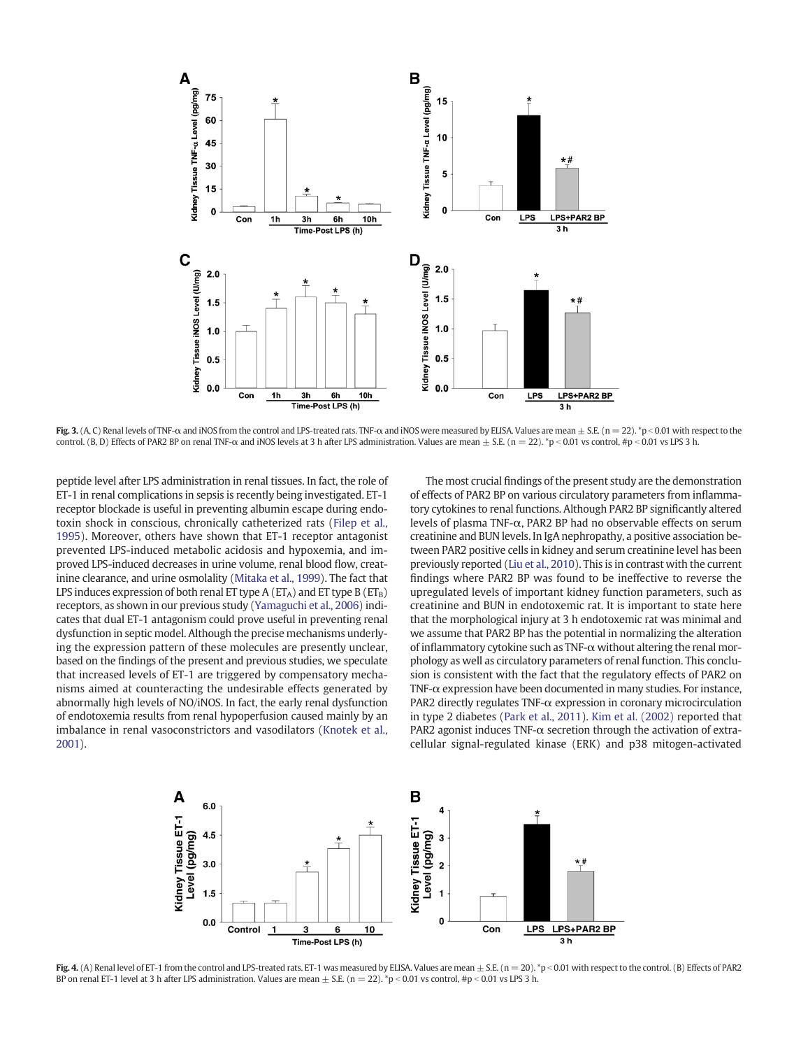**Fig. 3.** (A, C) Renal levels of TNF-α and iNOS from the control and LPS-treated rats. TNF-α and iNOS were measured by ELISA. Values are mean ± S.E. (n = 22). *p < 0.01 with respect to the control. (B, D) Effects of PAR2 BP on renal TNF-α and iNOS levels at 3 h after LPS administration. Values are mean ± S.E. (n = 22). *p < 0.01 vs control, #p < 0.01 vs LPS 3 h.

peptide level after LPS administration in renal tissues. In fact, the role of ET-1 in renal complications in sepsis is recently being investigated. ET-1 receptor blockade is useful in preventing albumin escape during endotoxin shock in conscious, chronically catheterized rats (Filep et al., 1995). Moreover, others have shown that ET-1 receptor antagonist prevented LPS-induced metabolic acidosis and hypoxemia, and improved LPS-induced decreases in urine volume, renal blood flow, creatinine clearance, and urine osmolality (Mitaka et al., 1999). The fact that LPS induces expression of both renal ET type A ($ET_A$) and ET type B ($ET_B$) receptors, as shown in our previous study (Yamaguchi et al., 2006) indicates that dual ET-1 antagonism could prove useful in preventing renal dysfunction in septic model. Although the precise mechanisms underlying the expression pattern of these molecules are presently unclear, based on the findings of the present and previous studies, we speculate that increased levels of ET-1 are triggered by compensatory mechanisms aimed at counteracting the undesirable effects generated by abnormally high levels of NO/iNOS. In fact, the early renal dysfunction of endotoxemia results from renal hypoperfusion caused mainly by an imbalance in renal vasoconstrictors and vasodilators (Knotek et al., 2001).

The most crucial findings of the present study are the demonstration of effects of PAR2 BP on various circulatory parameters from inflammatory cytokines to renal functions. Although PAR2 BP significantly altered levels of plasma TNF-α, PAR2 BP had no observable effects on serum creatinine and BUN levels. In IgA nephropathy, a positive association between PAR2 positive cells in kidney and serum creatinine level has been previously reported (Liu et al., 2010). This is in contrast with the current findings where PAR2 BP was found to be ineffective to reverse the upregulated levels of important kidney function parameters, such as creatinine and BUN in endotoxemic rat. It is important to state here that the morphological injury at 3 h endotoxemic rat was minimal and we assume that PAR2 BP has the potential in normalizing the alteration of inflammatory cytokine such as TNF-α without altering the renal morphology as well as circulatory parameters of renal function. This conclusion is consistent with the fact that the regulatory effects of PAR2 on TNF-α expression have been documented in many studies. For instance, PAR2 directly regulates TNF-α expression in coronary microcirculation in type 2 diabetes (Park et al., 2011). Kim et al. (2002) reported that PAR2 agonist induces TNF-α secretion through the activation of extracellular signal-regulated kinase (ERK) and p38 mitogen-activated

**Fig. 4.** (A) Renal level of ET-1 from the control and LPS-treated rats. ET-1 was measured by ELISA. Values are mean ± S.E. (n = 20). *p < 0.01 with respect to the control. (B) Effects of PAR2 BP on renal ET-1 level at 3 h after LPS administration. Values are mean ± S.E. (n = 22). *p < 0.01 vs control, #p < 0.01 vs LPS 3 h.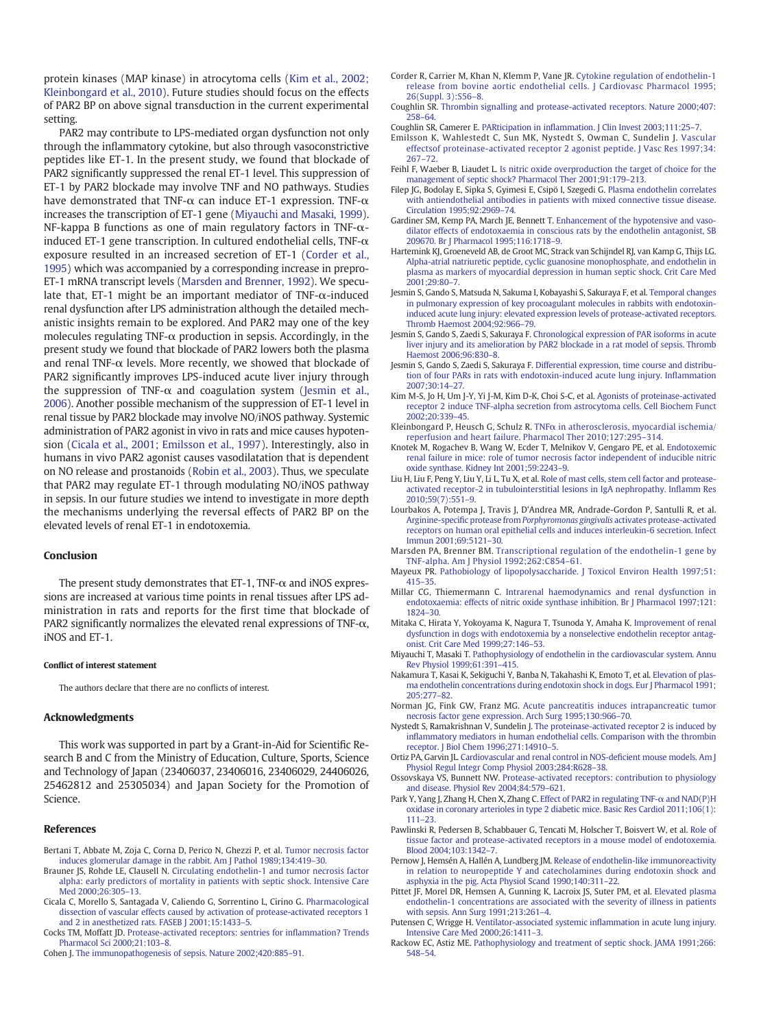protein kinases (MAP kinase) in atrocytoma cells (Kim et al., 2002; Kleinbongard et al., 2010). Future studies should focus on the effects of PAR2 BP on above signal transduction in the current experimental setting.

PAR2 may contribute to LPS-mediated organ dysfunction not only through the inflammatory cytokine, but also through vasoconstrictive peptides like ET-1. In the present study, we found that blockade of PAR2 significantly suppressed the renal ET-1 level. This suppression of ET-1 by PAR2 blockade may involve TNF and NO pathways. Studies have demonstrated that TNF-α can induce ET-1 expression. TNF-α increases the transcription of ET-1 gene (Miyauchi and Masaki, 1999). NF-kappa B functions as one of main regulatory factors in TNF-α-induced ET-1 gene transcription. In cultured endothelial cells, TNF-α exposure resulted in an increased secretion of ET-1 (Corder et al., 1995) which was accompanied by a corresponding increase in prepro-ET-1 mRNA transcript levels (Marsden and Brenner, 1992). We speculate that, ET-1 might be an important mediator of TNF-α-induced renal dysfunction after LPS administration although the detailed mechanistic insights remain to be explored. And PAR2 may one of the key molecules regulating TNF-α production in sepsis. Accordingly, in the present study we found that blockade of PAR2 lowers both the plasma and renal TNF-α levels. More recently, we showed that blockade of PAR2 significantly improves LPS-induced acute liver injury through the suppression of TNF-α and coagulation system (Jesmin et al., 2006). Another possible mechanism of the suppression of ET-1 level in renal tissue by PAR2 blockade may involve NO/iNOS pathway. Systemic administration of PAR2 agonist in vivo in rats and mice causes hypotension (Cicala et al., 2001; Emilsson et al., 1997). Interestingly, also in humans in vivo PAR2 agonist causes vasodilatation that is dependent on NO release and prostanoids (Robin et al., 2003). Thus, we speculate that PAR2 may regulate ET-1 through modulating NO/iNOS pathway in sepsis. In our future studies we intend to investigate in more depth the mechanisms underlying the reversal effects of PAR2 BP on the elevated levels of renal ET-1 in endotoxemia.

## Conclusion

The present study demonstrates that ET-1, TNF-α and iNOS expressions are increased at various time points in renal tissues after LPS administration in rats and reports for the first time that blockade of PAR2 significantly normalizes the elevated renal expressions of TNF-α, iNOS and ET-1.

### Conflict of interest statement

The authors declare that there are no conflicts of interest.

## Acknowledgments

This work was supported in part by a Grant-in-Aid for Scientific Research B and C from the Ministry of Education, Culture, Sports, Science and Technology of Japan (23406037, 23406016, 23406029, 24406026, 25462812 and 25305034) and Japan Society for the Promotion of Science.

## References

- Bertani T, Abbate M, Zoja C, Corna D, Perico N, Ghezzi P, et al. Tumor necrosis factor induces glomerular damage in the rabbit. Am J Pathol 1989;134:419–30.
- Brauner JS, Rohde LE, Clausell N. Circulating endothelin-1 and tumor necrosis factor alpha: early predictors of mortality in patients with septic shock. Intensive Care Med 2000;26:305–13.
- Cicala C, Morello S, Santagada V, Caliendo G, Sorrentino L, Cirino G. Pharmacological dissection of vascular effects caused by activation of protease-activated receptors 1 and 2 in anesthetized rats. FASEB J 2001;15:1433–5.
- Cocks TM, Moffatt JD. Protease-activated receptors: sentries for inflammation? Trends Pharmacol Sci 2000;21:103–8.
- Cohen J. The immunopathogenesis of sepsis. Nature 2002;420:885–91.
- Corder R, Carrier M, Khan N, Klemm P, Vane JR. Cytokine regulation of endothelin-1 release from bovine aortic endothelial cells. J Cardiovasc Pharmacol 1995; 26(Suppl. 3):S56–8.
- Coughlin SR. Thrombin signalling and protease-activated receptors. Nature 2000;407: 258–64.
- Coughlin SR, Camerer E. PARticipation in inflammation. J Clin Invest 2003;111:25–7.
- Emilsson K, Wahlestedt C, Sun MK, Nystedt S, Owman C, Sundelin J. Vascular effectsof proteinase-activated receptor 2 agonist peptide. J Vasc Res 1997;34: 267–72.
- Feihl F, Waeber B, Liaudet L. Is nitric oxide overproduction the target of choice for the management of septic shock? Pharmacol Ther 2001;91:179–213.
- Filep JG, Bodolay E, Sipka S, Gyimesi E, Csipö I, Szegedi G. Plasma endothelin correlates with antiendothelial antibodies in patients with mixed connective tissue disease. Circulation 1995;92:2969–74.
- Gardiner SM, Kemp PA, March JE, Bennett T. Enhancement of the hypotensive and vasodilator effects of endotoxaemia in conscious rats by the endothelin antagonist, SB 209670. Br J Pharmacol 1995;116:1718–9.
- Hartemink KJ, Groeneveld AB, de Groot MC, Strack van Schijndel RJ, van Kamp G, Thijs LG. Alpha-atrial natriuretic peptide, cyclic guanosine monophosphate, and endothelin in plasma as markers of myocardial depression in human septic shock. Crit Care Med 2001;29:80–7.
- Jesmin S, Gando S, Matsuda N, Sakuma I, Kobayashi S, Sakuraya F, et al. Temporal changes in pulmonary expression of key procoagulant molecules in rabbits with endotoxin-induced acute lung injury: elevated expression levels of protease-activated receptors. Thromb Haemost 2004;92:966–79.
- Jesmin S, Gando S, Zaedi S, Sakuraya F. Chronological expression of PAR isoforms in acute liver injury and its amelioration by PAR2 blockade in a rat model of sepsis. Thromb Haemost 2006;96:830–8.
- Jesmin S, Gando S, Zaedi S, Sakuraya F. Differential expression, time course and distribution of four PARs in rats with endotoxin-induced acute lung injury. Inflammation 2007;30:14–27.
- Kim M-S, Jo H, Um J-Y, Yi J-M, Kim D-K, Choi S-C, et al. Agonists of proteinase-activated receptor 2 induce TNF-alpha secretion from astrocytoma cells. Cell Biochem Funct 2002;20:339–45.
- Kleinbongard P, Heusch G, Schulz R. TNFα in atherosclerosis, myocardial ischemia/reperfusion and heart failure. Pharmacol Ther 2010;127:295–314.
- Knotek M, Rogachev B, Wang W, Ecder T, Melnikov V, Gengaro PE, et al. Endotoxemic renal failure in mice: role of tumor necrosis factor independent of inducible nitric oxide synthase. Kidney Int 2001;59:2243–9.
- Liu H, Liu F, Peng Y, Liu Y, Li L, Tu X, et al. Role of mast cells, stem cell factor and protease-activated receptor-2 in tubulointerstitial lesions in IgA nephropathy. Inflamm Res 2010;59(7):551–9.
- Lourbakos A, Potempa J, Travis J, D'Andrea MR, Andrade-Gordon P, Santulli R, et al. Arginine-specific protease from *Porphyromonas gingivalis* activates protease-activated receptors on human oral epithelial cells and induces interleukin-6 secretion. Infect Immun 2001;69:5121–30.
- Marsden PA, Brenner BM. Transcriptional regulation of the endothelin-1 gene by TNF-alpha. Am J Physiol 1992;262:C854–61.
- Mayeux PR. Pathobiology of lipopolysaccharide. J Toxicol Environ Health 1997;51: 415–35.
- Millar CG, Thiemermann C. Intrarenal haemodynamics and renal dysfunction in endotoxaemia: effects of nitric oxide synthase inhibition. Br J Pharmacol 1997;121: 1824–30.
- Mitaka C, Hirata Y, Yokoyama K, Nagura T, Tsunoda Y, Amaha K. Improvement of renal dysfunction in dogs with endotoxemia by a nonselective endothelin receptor antagonist. Crit Care Med 1999;27:146–53.
- Miyauchi T, Masaki T. Pathophysiology of endothelin in the cardiovascular system. Annu Rev Physiol 1999;61:391–415.
- Nakamura T, Kasai K, Sekiguchi Y, Banba N, Takahashi K, Emoto T, et al. Elevation of plasma endothelin concentrations during endotoxin shock in dogs. Eur J Pharmacol 1991; 205:277–82.
- Norman JG, Fink GW, Franz MG. Acute pancreatitis induces intrapancreatic tumor necrosis factor gene expression. Arch Surg 1995;130:966–70.
- Nystedt S, Ramakrishnan V, Sundelin J. The proteinase-activated receptor 2 is induced by inflammatory mediators in human endothelial cells. Comparison with the thrombin receptor. J Biol Chem 1996;271:14910–5.
- Ortiz PA, Garvin JL. Cardiovascular and renal control in NOS-deficient mouse models. Am J Physiol Regul Integr Comp Physiol 2003;284:R628–38.
- Ossovskaya VS, Bunnett NW. Protease-activated receptors: contribution to physiology and disease. Physiol Rev 2004;84:579–621.
- Park Y, Yang J, Zhang H, Chen X, Zhang C. Effect of PAR2 in regulating TNF-α and NAD(P)H oxidase in coronary arterioles in type 2 diabetic mice. Basic Res Cardiol 2011;106(1): 111–23.
- Pawlinski R, Pedersen B, Schabbauer G, Tencati M, Holscher T, Boisvert W, et al. Role of tissue factor and protease-activated receptors in a mouse model of endotoxemia. Blood 2004;103:1342–7.
- Pernow J, Hemsén A, Hallén A, Lundberg JM. Release of endothelin-like immunoreactivity in relation to neuropeptide Y and catecholamines during endotoxin shock and asphyxia in the pig. Acta Physiol Scand 1990;140:311–22.
- Pittet JF, Morel DR, Hemsen A, Gunning K, Lacroix JS, Suter PM, et al. Elevated plasma endothelin-1 concentrations are associated with the severity of illness in patients with sepsis. Ann Surg 1991;213:261–4.
- Putensen C, Wrigge H. Ventilator-associated systemic inflammation in acute lung injury. Intensive Care Med 2000;26:1411–3.
- Rackow EC, Astiz ME. Pathophysiology and treatment of septic shock. JAMA 1991;266: 548–54.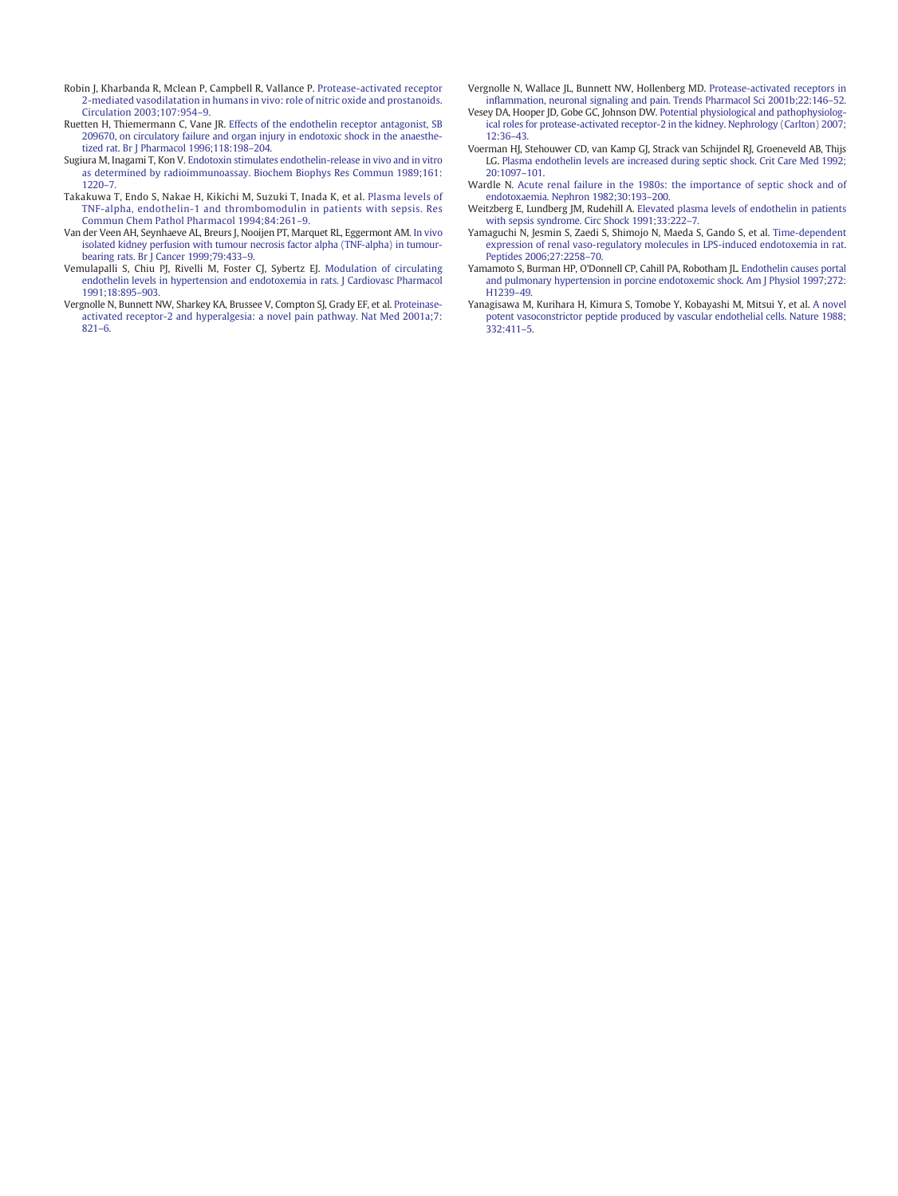Robin J, Kharbanda R, Mclean P, Campbell R, Vallance P. Protease-activated receptor 2-mediated vasodilatation in humans in vivo: role of nitric oxide and prostanoids. Circulation 2003;107:954–9.

Ruetten H, Thiemermann C, Vane JR. Effects of the endothelin receptor antagonist, SB 209670, on circulatory failure and organ injury in endotoxic shock in the anaesthetized rat. Br J Pharmacol 1996;118:198–204.

Sugiura M, Inagami T, Kon V. Endotoxin stimulates endothelin-release in vivo and in vitro as determined by radioimmunoassay. Biochem Biophys Res Commun 1989;161:1220–7.

Takakuwa T, Endo S, Nakae H, Kikichi M, Suzuki T, Inada K, et al. Plasma levels of TNF-alpha, endothelin-1 and thrombomodulin in patients with sepsis. Res Commun Chem Pathol Pharmacol 1994;84:261–9.

Van der Veen AH, Seynhaeve AL, Breurs J, Nooijen PT, Marquet RL, Eggermont AM. In vivo isolated kidney perfusion with tumour necrosis factor alpha (TNF-alpha) in tumour-bearing rats. Br J Cancer 1999;79:433–9.

Vemulapalli S, Chiu PJ, Rivelli M, Foster CJ, Sybertz EJ. Modulation of circulating endothelin levels in hypertension and endotoxemia in rats. J Cardiovasc Pharmacol 1991;18:895–903.

Vergnolle N, Bunnett NW, Sharkey KA, Brussee V, Compton SJ, Grady EF, et al. Proteinase-activated receptor-2 and hyperalgesia: a novel pain pathway. Nat Med 2001a;7:821–6.

Vergnolle N, Wallace JL, Bunnett NW, Hollenberg MD. Protease-activated receptors in inflammation, neuronal signaling and pain. Trends Pharmacol Sci 2001b;22:146–52.

Vesey DA, Hooper JD, Gobe GC, Johnson DW. Potential physiological and pathophysiological roles for protease-activated receptor-2 in the kidney. Nephrology (Carlton) 2007;12:36–43.

Voerman HJ, Stehouwer CD, van Kamp GJ, Strack van Schijndel RJ, Groeneveld AB, Thijs LG. Plasma endothelin levels are increased during septic shock. Crit Care Med 1992;20:1097–101.

Wardle N. Acute renal failure in the 1980s: the importance of septic shock and of endotoxaemia. Nephron 1982;30:193–200.

Weitzberg E, Lundberg JM, Rudehill A. Elevated plasma levels of endothelin in patients with sepsis syndrome. Circ Shock 1991;33:222–7.

Yamaguchi N, Jesmin S, Zaedi S, Shimojo N, Maeda S, Gando S, et al. Time-dependent expression of renal vaso-regulatory molecules in LPS-induced endotoxemia in rat. Peptides 2006;27:2258–70.

Yamamoto S, Burman HP, O'Donnell CP, Cahill PA, Robotham JL. Endothelin causes portal and pulmonary hypertension in porcine endotoxemic shock. Am J Physiol 1997;272:H1239–49.

Yanagisawa M, Kurihara H, Kimura S, Tomobe Y, Kobayashi M, Mitsui Y, et al. A novel potent vasoconstrictor peptide produced by vascular endothelial cells. Nature 1988;332:411–5.